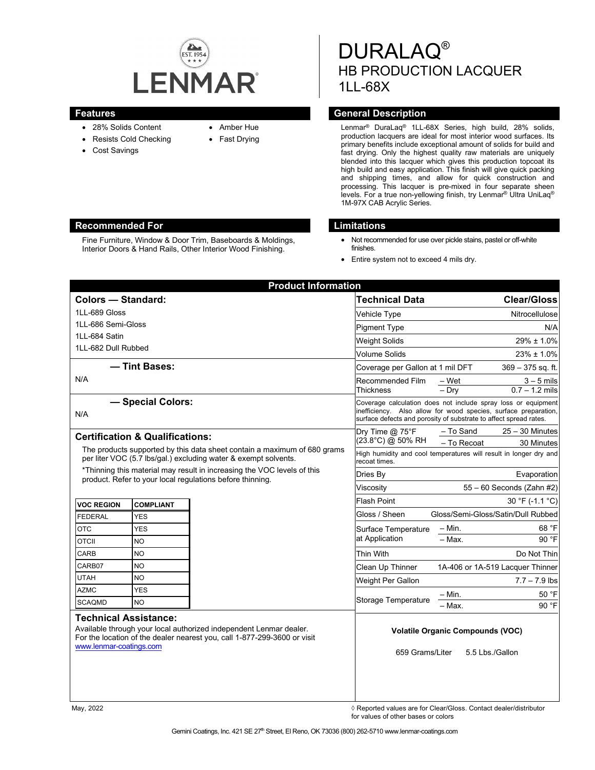# DURALAQ®

## HB PRODUCTION LACQUER

## 1LL-68X

### Features

- 28% Solids Content
- Resists Cold Checking
- Cost Savings
- Amber Hue
- Fast Drying

### General Description

Lenmar® DuraLaq® 1LL-68X Series, high build, 28% solids, production lacquers are ideal for most interior wood surfaces. Its primary benefits include exceptional amount of solids for build and fast drying. Only the highest quality raw materials are uniquely blended into this lacquer which gives this production topcoat its high build and easy application. This finish will give quick packing and shipping times, and allow for quick construction and processing. This lacquer is pre-mixed in four separate sheen levels. For a true non-yellowing finish, try Lenmar® Ultra UniLaq® 1M-97X CAB Acrylic Series.

### Recommended For

Fine Furniture, Window & Door Trim, Baseboards & Moldings, Interior Doors & Hand Rails, Other Interior Wood Finishing.

### Limitations

- Not recommended for use over pickle stains, pastel or off-white finishes.
- Entire system not to exceed 4 mils dry.

## Product Information

### Colors — Standard:

1LL-689 Gloss
1LL-686 Semi-Gloss
1LL-684 Satin
1LL-682 Dull Rubbed

### — Tint Bases:

N/A

### — Special Colors:

N/A

### Certification & Qualifications:

The products supported by this data sheet contain a maximum of 680 grams per liter VOC (5.7 lbs/gal.) excluding water & exempt solvents.

*Thinning this material may result in increasing the VOC levels of this product. Refer to your local regulations before thinning.

| VOC REGION | COMPLIANT |
|---|---|
| FEDERAL | YES |
| OTC | YES |
| OTCII | NO |
| CARB | NO |
| CARB07 | NO |
| UTAH | NO |
| AZMC | YES |
| SCAQMD | NO |

### Technical Assistance:

Available through your local authorized independent Lenmar dealer. For the location of the dealer nearest you, call 1-877-299-3600 or visit www.lenmar-coatings.com

| Technical Data | | Clear/Gloss |
|---|---|---|
| Vehicle Type | | Nitrocellulose |
| Pigment Type | | N/A |
| Weight Solids | | 29% ± 1.0% |
| Volume Solids | | 23% ± 1.0% |
| Coverage per Gallon at 1 mil DFT | | 369 – 375 sq. ft. |
| Recommended Film Thickness | – Wet | 3 – 5 mils |
| | – Dry | 0.7 – 1.2 mils |
| Coverage calculation does not include spray loss or equipment inefficiency. Also allow for wood species, surface preparation, surface defects and porosity of substrate to affect spread rates. | | |
| Dry Time @ 75°F (23.8°C) @ 50% RH | – To Sand | 25 – 30 Minutes |
| | – To Recoat | 30 Minutes |
| High humidity and cool temperatures will result in longer dry and recoat times. | | |
| Dries By | | Evaporation |
| Viscosity | | 55 – 60 Seconds (Zahn #2) |
| Flash Point | | 30 °F (-1.1 °C) |
| Gloss / Sheen | | Gloss/Semi-Gloss/Satin/Dull Rubbed |
| Surface Temperature at Application | – Min. | 68 °F |
| | – Max. | 90 °F |
| Thin With | | Do Not Thin |
| Clean Up Thinner | | 1A-406 or 1A-519 Lacquer Thinner |
| Weight Per Gallon | | 7.7 – 7.9 lbs |
| Storage Temperature | – Min. | 50 °F |
| | – Max. | 90 °F |

**Volatile Organic Compounds (VOC)**

659 Grams/Liter 5.5 Lbs./Gallon

May, 2022

◊ Reported values are for Clear/Gloss. Contact dealer/distributor for values of other bases or colors

Gemini Coatings, Inc. 421 SE 27th Street, El Reno, OK 73036 (800) 262-5710 www.lenmar-coatings.com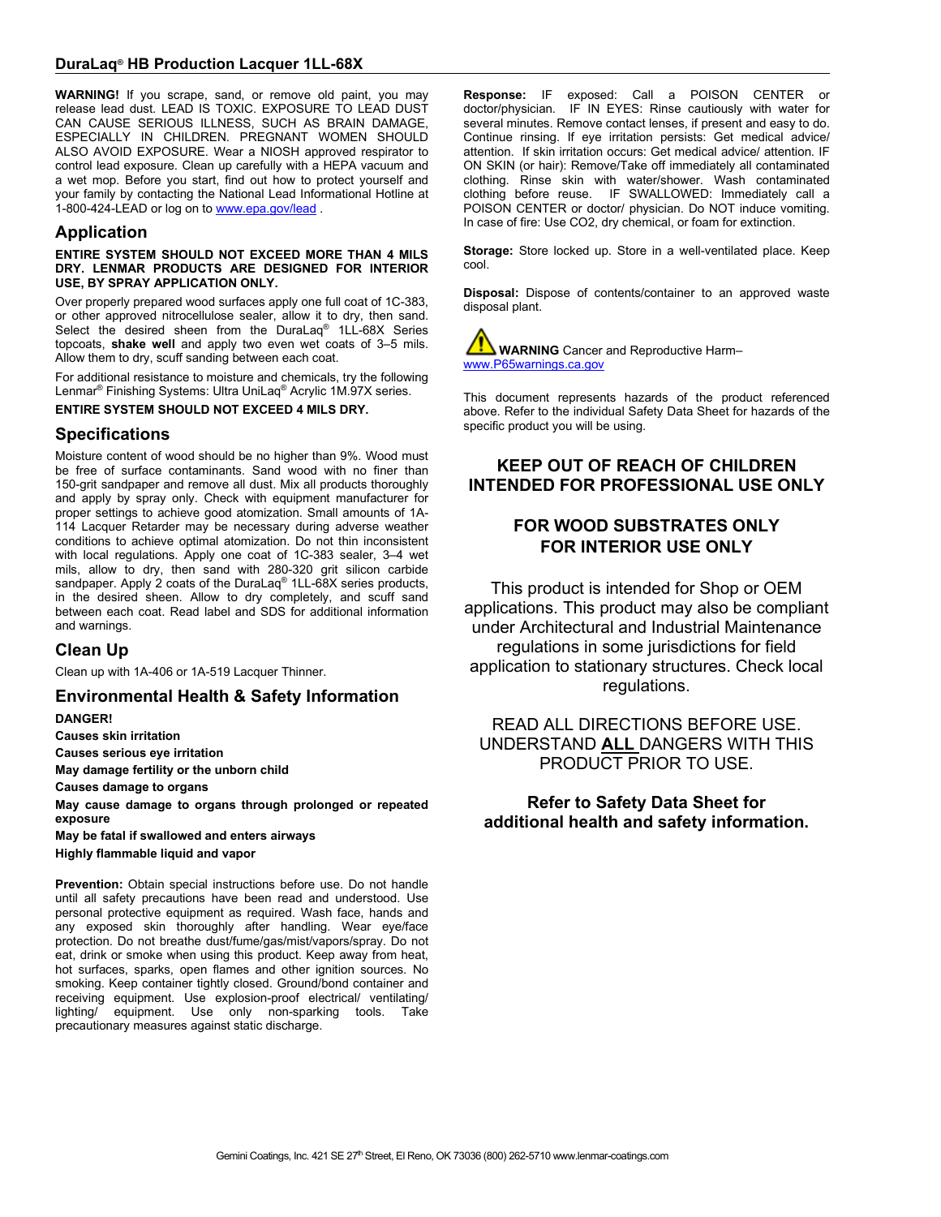WARNING! If you scrape, sand, or remove old paint, you may release lead dust. LEAD IS TOXIC. EXPOSURE TO LEAD DUST CAN CAUSE SERIOUS ILLNESS, SUCH AS BRAIN DAMAGE, ESPECIALLY IN CHILDREN. PREGNANT WOMEN SHOULD ALSO AVOID EXPOSURE. Wear a NIOSH approved respirator to control lead exposure. Clean up carefully with a HEPA vacuum and a wet mop. Before you start, find out how to protect yourself and your family by contacting the National Lead Informational Hotline at 1-800-424-LEAD or log on to www.epa.gov/lead .

## Application

**ENTIRE SYSTEM SHOULD NOT EXCEED MORE THAN 4 MILS DRY. LENMAR PRODUCTS ARE DESIGNED FOR INTERIOR USE, BY SPRAY APPLICATION ONLY.**

Over properly prepared wood surfaces apply one full coat of 1C-383, or other approved nitrocellulose sealer, allow it to dry, then sand. Select the desired sheen from the DuraLaq® 1LL-68X Series topcoats, **shake well** and apply two even wet coats of 3–5 mils. Allow them to dry, scuff sanding between each coat.

For additional resistance to moisture and chemicals, try the following Lenmar® Finishing Systems: Ultra UniLaq® Acrylic 1M.97X series.

**ENTIRE SYSTEM SHOULD NOT EXCEED 4 MILS DRY.**

## Specifications

Moisture content of wood should be no higher than 9%. Wood must be free of surface contaminants. Sand wood with no finer than 150-grit sandpaper and remove all dust. Mix all products thoroughly and apply by spray only. Check with equipment manufacturer for proper settings to achieve good atomization. Small amounts of 1A-114 Lacquer Retarder may be necessary during adverse weather conditions to achieve optimal atomization. Do not thin inconsistent with local regulations. Apply one coat of 1C-383 sealer, 3–4 wet mils, allow to dry, then sand with 280-320 grit silicon carbide sandpaper. Apply 2 coats of the DuraLaq® 1LL-68X series products, in the desired sheen. Allow to dry completely, and scuff sand between each coat. Read label and SDS for additional information and warnings.

## Clean Up

Clean up with 1A-406 or 1A-519 Lacquer Thinner.

## Environmental Health & Safety Information

**DANGER!**

**Causes skin irritation**

**Causes serious eye irritation**

**May damage fertility or the unborn child**

**Causes damage to organs**

**May cause damage to organs through prolonged or repeated exposure**

**May be fatal if swallowed and enters airways**

**Highly flammable liquid and vapor**

**Prevention:** Obtain special instructions before use. Do not handle until all safety precautions have been read and understood. Use personal protective equipment as required. Wash face, hands and any exposed skin thoroughly after handling. Wear eye/face protection. Do not breathe dust/fume/gas/mist/vapors/spray. Do not eat, drink or smoke when using this product. Keep away from heat, hot surfaces, sparks, open flames and other ignition sources. No smoking. Keep container tightly closed. Ground/bond container and receiving equipment. Use explosion-proof electrical/ ventilating/ lighting/ equipment. Use only non-sparking tools. Take precautionary measures against static discharge.

**Response:** IF exposed: Call a POISON CENTER or doctor/physician. IF IN EYES: Rinse cautiously with water for several minutes. Remove contact lenses, if present and easy to do. Continue rinsing. If eye irritation persists: Get medical advice/ attention. If skin irritation occurs: Get medical advice/ attention. IF ON SKIN (or hair): Remove/Take off immediately all contaminated clothing. Rinse skin with water/shower. Wash contaminated clothing before reuse. IF SWALLOWED: Immediately call a POISON CENTER or doctor/ physician. Do NOT induce vomiting. In case of fire: Use CO2, dry chemical, or foam for extinction.

**Storage:** Store locked up. Store in a well-ventilated place. Keep cool.

**Disposal:** Dispose of contents/container to an approved waste disposal plant.

**WARNING** Cancer and Reproductive Harm– www.P65warnings.ca.gov

This document represents hazards of the product referenced above. Refer to the individual Safety Data Sheet for hazards of the specific product you will be using.

**KEEP OUT OF REACH OF CHILDREN**
**INTENDED FOR PROFESSIONAL USE ONLY**

**FOR WOOD SUBSTRATES ONLY**
**FOR INTERIOR USE ONLY**

This product is intended for Shop or OEM applications. This product may also be compliant under Architectural and Industrial Maintenance regulations in some jurisdictions for field application to stationary structures. Check local regulations.

READ ALL DIRECTIONS BEFORE USE. UNDERSTAND **ALL** DANGERS WITH THIS PRODUCT PRIOR TO USE.

**Refer to Safety Data Sheet for additional health and safety information.**